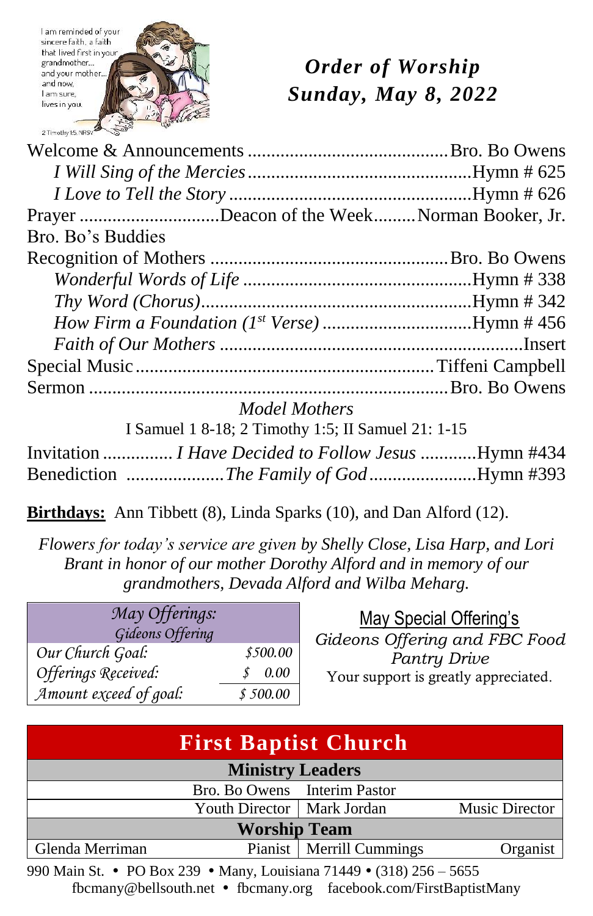I am reminded of your sincere faith, a faith that lived first in your grandmother... and your mother... and now, I am sure, lives in you.

2 Timothy 1:5, NRSV

# *Order of Worship*
# *Sunday, May 8, 2022*

Welcome & Announcements .......................................... Bro. Bo Owens

*I Will Sing of the Mercies* ............................................... Hymn # 625

*I Love to Tell the Story* .................................................. Hymn # 626

Prayer ............................ Deacon of the Week......... Norman Booker, Jr.

Bro. Bo's Buddies

Recognition of Mothers ................................................. Bro. Bo Owens

*Wonderful Words of Life* ................................................ Hymn # 338

*Thy Word (Chorus)*........................................................ Hymn # 342

*How Firm a Foundation (1st Verse)* ............................... Hymn # 456

*Faith of Our Mothers* ............................................................... Insert

Special Music .............................................................. Tiffeni Campbell

Sermon ........................................................................... Bro. Bo Owens

*Model Mothers*

I Samuel 1 8-18; 2 Timothy 1:5; II Samuel 21: 1-15

Invitation ............... *I Have Decided to Follow Jesus* ............ Hymn #434

Benediction ..................... *The Family of God* ....................... Hymn #393

**Birthdays:** Ann Tibbett (8), Linda Sparks (10), and Dan Alford (12).

*Flowers for today's service are given by Shelly Close, Lisa Harp, and Lori Brant in honor of our mother Dorothy Alford and in memory of our grandmothers, Devada Alford and Wilba Meharg.*

| *May Offerings: Gideons Offering* | |
|---|---|
| *Our Church Goal:* | *$500.00* |
| *Offerings Received:* | *$ 0.00* |
| *Amount exceed of goal:* | *$ 500.00* |

May Special Offering's

*Gideons Offering and FBC Food Pantry Drive*

Your support is greatly appreciated.

## First Baptist Church

| Ministry Leaders | | | |
|---|---|---|---|
| Bro. Bo Owens | Interim Pastor | | |
| Youth Director | Mark Jordan | | Music Director |
| **Worship Team** | | | |
| Glenda Merriman | Pianist | Merrill Cummings | Organist |

990 Main St. • PO Box 239 • Many, Louisiana 71449 • (318) 256 – 5655

fbcmany@bellsouth.net • fbcmany.org facebook.com/FirstBaptistMany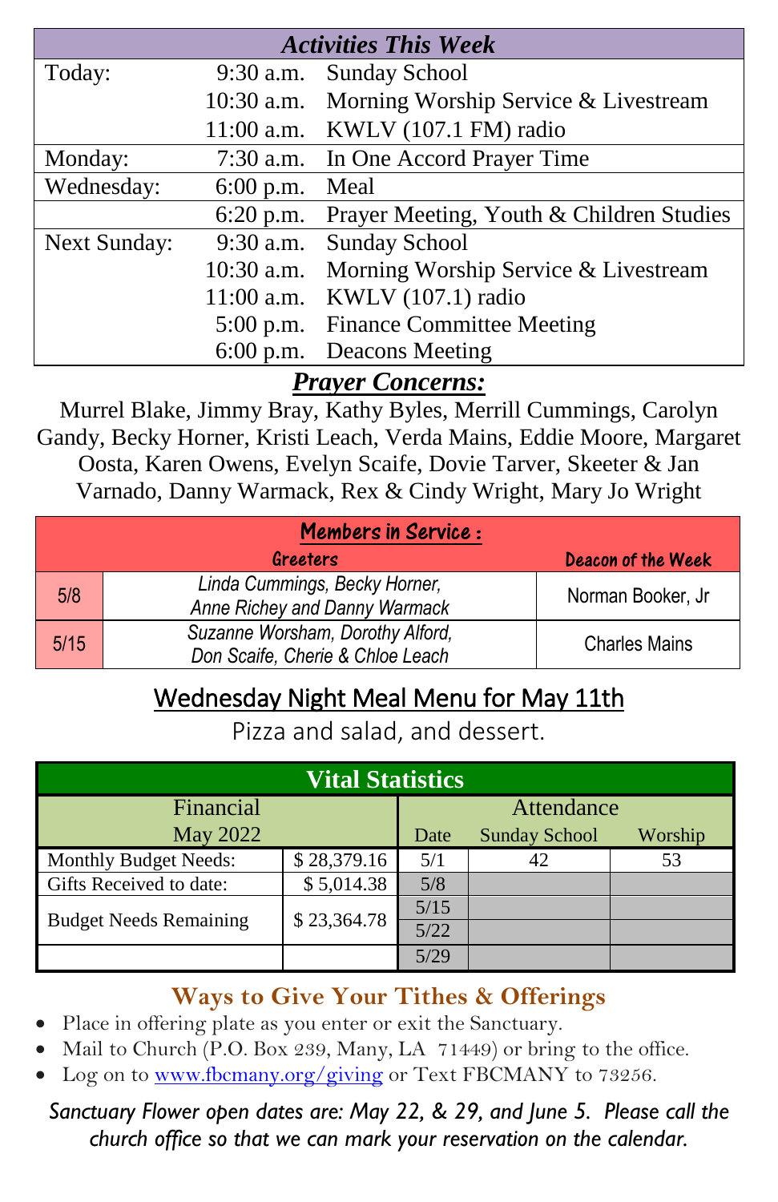| ***Activities This Week*** | | |
|---|---|---|
| Today: | 9:30 a.m. | Sunday School |
| | 10:30 a.m. | Morning Worship Service & Livestream |
| | 11:00 a.m. | KWLV (107.1 FM) radio |
| Monday: | 7:30 a.m. | In One Accord Prayer Time |
| Wednesday: | 6:00 p.m. | Meal |
| | 6:20 p.m. | Prayer Meeting, Youth & Children Studies |
| Next Sunday: | 9:30 a.m. | Sunday School |
| | 10:30 a.m. | Morning Worship Service & Livestream |
| | 11:00 a.m. | KWLV (107.1) radio |
| | 5:00 p.m. | Finance Committee Meeting |
| | 6:00 p.m. | Deacons Meeting |

## ***Prayer Concerns:***

Murrel Blake, Jimmy Bray, Kathy Byles, Merrill Cummings, Carolyn Gandy, Becky Horner, Kristi Leach, Verda Mains, Eddie Moore, Margaret Oosta, Karen Owens, Evelyn Scaife, Dovie Tarver, Skeeter & Jan Varnado, Danny Warmack, Rex & Cindy Wright, Mary Jo Wright

| **Members in Service :** | | |
|---|---|---|
| | **Greeters** | **Deacon of the Week** |
| 5/8 | *Linda Cummings, Becky Horner, Anne Richey and Danny Warmack* | Norman Booker, Jr |
| 5/15 | *Suzanne Worsham, Dorothy Alford, Don Scaife, Cherie & Chloe Leach* | Charles Mains |

## Wednesday Night Meal Menu for May 11th

Pizza and salad, and dessert.

| **Vital Statistics** | | | | |
|---|---|---|---|---|
| Financial May 2022 | | Attendance | | |
| | | Date | Sunday School | Worship |
| Monthly Budget Needs: | $ 28,379.16 | 5/1 | 42 | 53 |
| Gifts Received to date: | $ 5,014.38 | 5/8 | | |
| Budget Needs Remaining | $ 23,364.78 | 5/15 | | |
| | | 5/22 | | |
| | | 5/29 | | |

## Ways to Give Your Tithes & Offerings

- Place in offering plate as you enter or exit the Sanctuary.
- Mail to Church (P.O. Box 239, Many, LA 71449) or bring to the office.
- Log on to www.fbcmany.org/giving or Text FBCMANY to 73256.

*Sanctuary Flower open dates are: May 22, & 29, and June 5. Please call the church office so that we can mark your reservation on the calendar.*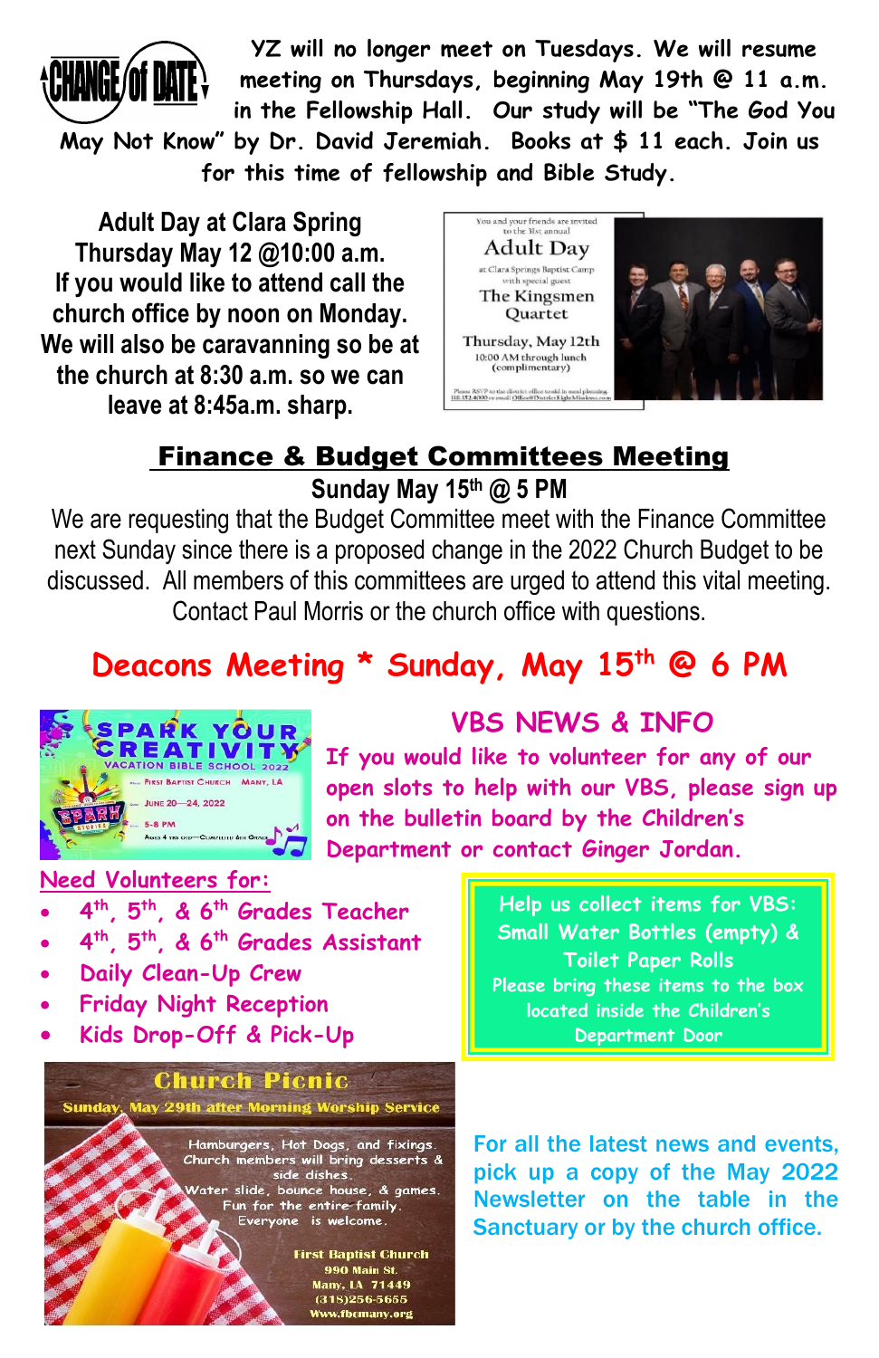**CHANGE of DATE**

YZ will no longer meet on Tuesdays. We will resume meeting on Thursdays, beginning May 19th @ 11 a.m. in the Fellowship Hall. Our study will be "The God You May Not Know" by Dr. David Jeremiah. Books at $ 11 each. Join us for this time of fellowship and Bible Study.

**Adult Day at Clara Spring**
**Thursday May 12 @10:00 a.m.**
**If you would like to attend call the church office by noon on Monday. We will also be caravanning so be at the church at 8:30 a.m. so we can leave at 8:45a.m. sharp.**

You and your friends are invited to the 31st annual

Adult Day

at Clara Springs Baptist Camp with special guest

The Kingsmen Quartet

Thursday, May 12th
10:00 AM through lunch (complimentary)

## Finance & Budget Committees Meeting

**Sunday May 15th @ 5 PM**

We are requesting that the Budget Committee meet with the Finance Committee next Sunday since there is a proposed change in the 2022 Church Budget to be discussed. All members of this committees are urged to attend this vital meeting. Contact Paul Morris or the church office with questions.

## Deacons Meeting * Sunday, May 15th @ 6 PM

SPARK YOUR CREATIVITY
VACATION BIBLE SCHOOL 2022
First Baptist Church Many, LA
June 20—24, 2022
5-8 PM
Ages 4 yrs old—Completed 6th Grade

## VBS NEWS & INFO

If you would like to volunteer for any of our open slots to help with our VBS, please sign up on the bulletin board by the Children's Department or contact Ginger Jordan.

Need Volunteers for:

- 4th, 5th, & 6th Grades Teacher
- 4th, 5th, & 6th Grades Assistant
- Daily Clean-Up Crew
- Friday Night Reception
- Kids Drop-Off & Pick-Up

Help us collect items for VBS: Small Water Bottles (empty) & Toilet Paper Rolls
Please bring these items to the box located inside the Children's Department Door

## Church Picnic

**Sunday, May 29th after Morning Worship Service**

Hamburgers, Hot Dogs, and fixings. Church members will bring desserts & side dishes.
Water slide, bounce house, & games. Fun for the entire family. Everyone is welcome.

First Baptist Church
990 Main St.
Many, LA 71449
(318)256-5655
Www.fbcmany.org

For all the latest news and events, pick up a copy of the May 2022 Newsletter on the table in the Sanctuary or by the church office.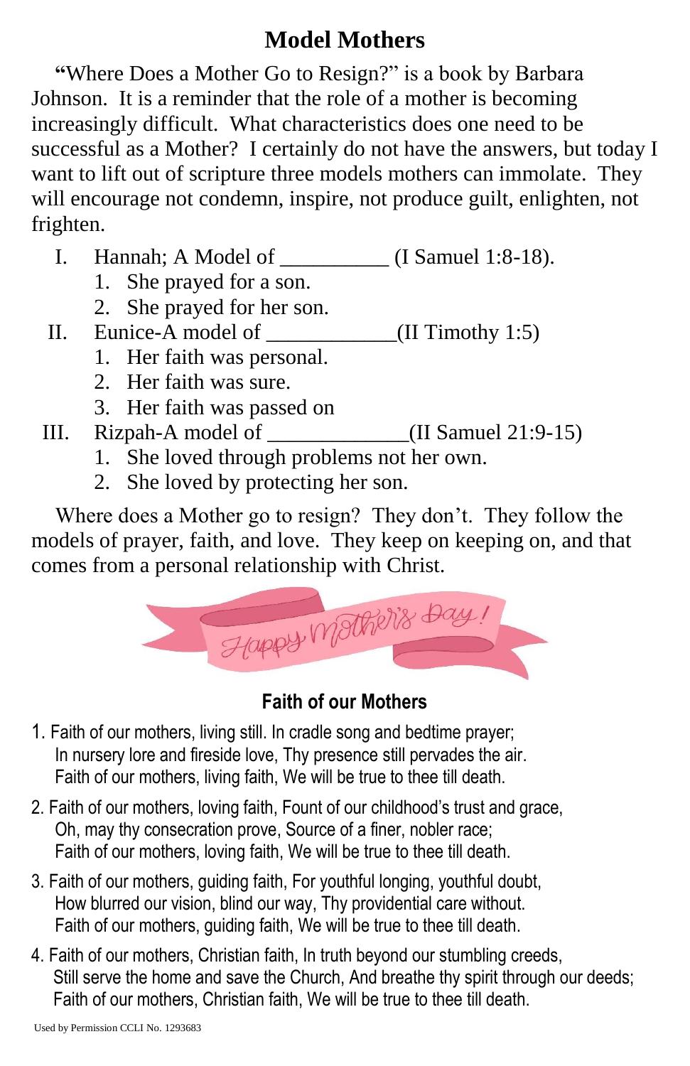# Model Mothers

"Where Does a Mother Go to Resign?" is a book by Barbara Johnson. It is a reminder that the role of a mother is becoming increasingly difficult. What characteristics does one need to be successful as a Mother? I certainly do not have the answers, but today I want to lift out of scripture three models mothers can immolate. They will encourage not condemn, inspire, not produce guilt, enlighten, not frighten.

I. Hannah; A Model of __________ (I Samuel 1:8-18).
   1. She prayed for a son.
   2. She prayed for her son.

II. Eunice-A model of ____________(II Timothy 1:5)
   1. Her faith was personal.
   2. Her faith was sure.
   3. Her faith was passed on

III. Rizpah-A model of _____________(II Samuel 21:9-15)
   1. She loved through problems not her own.
   2. She loved by protecting her son.

Where does a Mother go to resign? They don't. They follow the models of prayer, faith, and love. They keep on keeping on, and that comes from a personal relationship with Christ.

Happy Mother's Day!

## Faith of our Mothers

1. Faith of our mothers, living still. In cradle song and bedtime prayer;
   In nursery lore and fireside love, Thy presence still pervades the air.
   Faith of our mothers, living faith, We will be true to thee till death.

2. Faith of our mothers, loving faith, Fount of our childhood's trust and grace,
   Oh, may thy consecration prove, Source of a finer, nobler race;
   Faith of our mothers, loving faith, We will be true to thee till death.

3. Faith of our mothers, guiding faith, For youthful longing, youthful doubt,
   How blurred our vision, blind our way, Thy providential care without.
   Faith of our mothers, guiding faith, We will be true to thee till death.

4. Faith of our mothers, Christian faith, In truth beyond our stumbling creeds,
   Still serve the home and save the Church, And breathe thy spirit through our deeds;
   Faith of our mothers, Christian faith, We will be true to thee till death.

Used by Permission CCLI No. 1293683